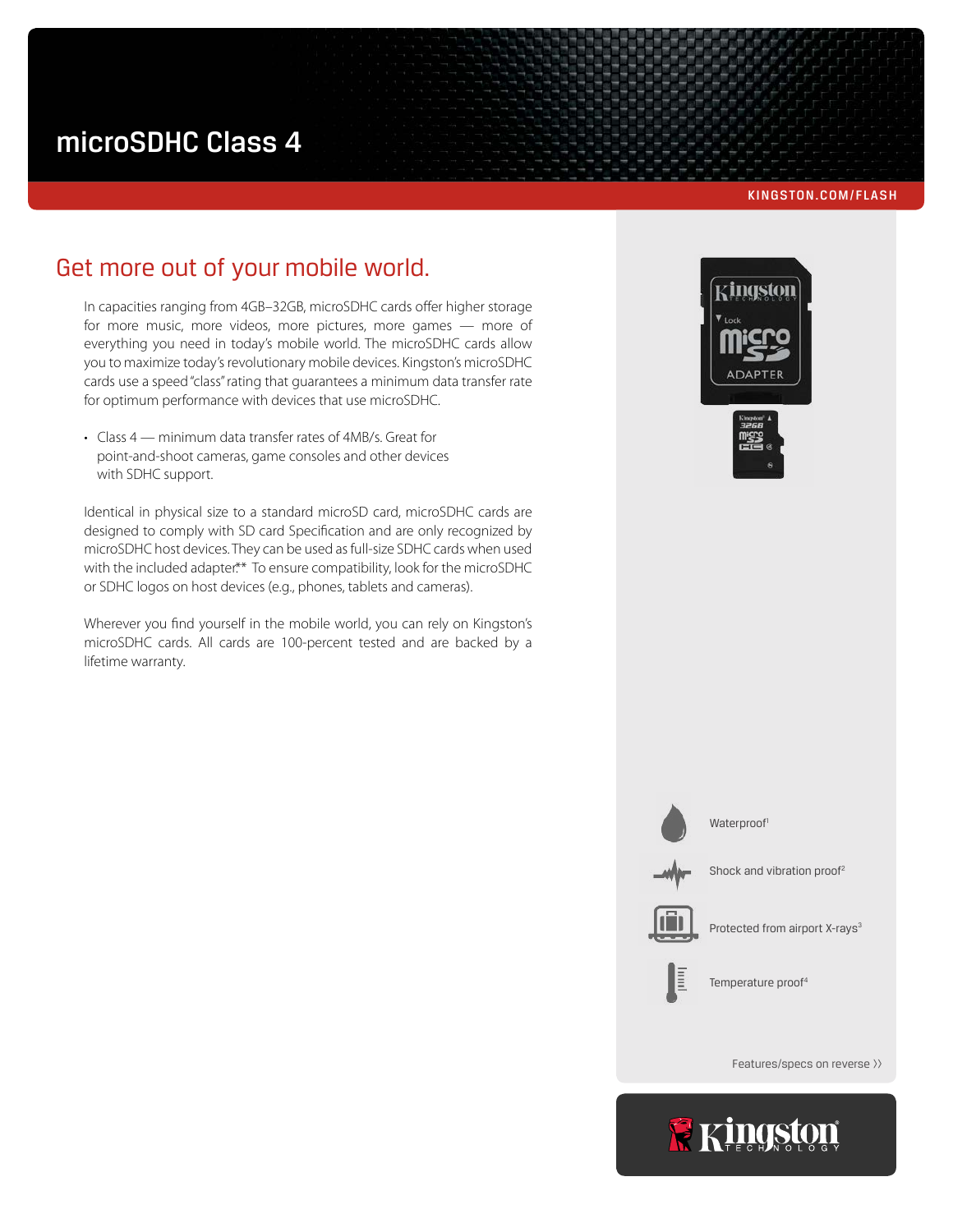# microSDHC Class 4

KINGSTON.COM/FLASH

## Get more out of your mobile world.

In capacities ranging from 4GB–32GB, microSDHC cards offer higher storage for more music, more videos, more pictures, more games — more of everything you need in today's mobile world. The microSDHC cards allow you to maximize today's revolutionary mobile devices. Kingston's microSDHC cards use a speed "class" rating that guarantees a minimum data transfer rate for optimum performance with devices that use microSDHC.

- Class 4 — minimum data transfer rates of 4MB/s. Great for point-and-shoot cameras, game consoles and other devices with SDHC support.

Identical in physical size to a standard microSD card, microSDHC cards are designed to comply with SD card Specification and are only recognized by microSDHC host devices. They can be used as full-size SDHC cards when used with the included adapter.** To ensure compatibility, look for the microSDHC or SDHC logos on host devices (e.g., phones, tablets and cameras).

Wherever you find yourself in the mobile world, you can rely on Kingston's microSDHC cards. All cards are 100-percent tested and are backed by a lifetime warranty.

- Waterproof[1]
- Shock and vibration proof[2]
- Protected from airport X-rays[3]
- Temperature proof[4]

Features/specs on reverse ››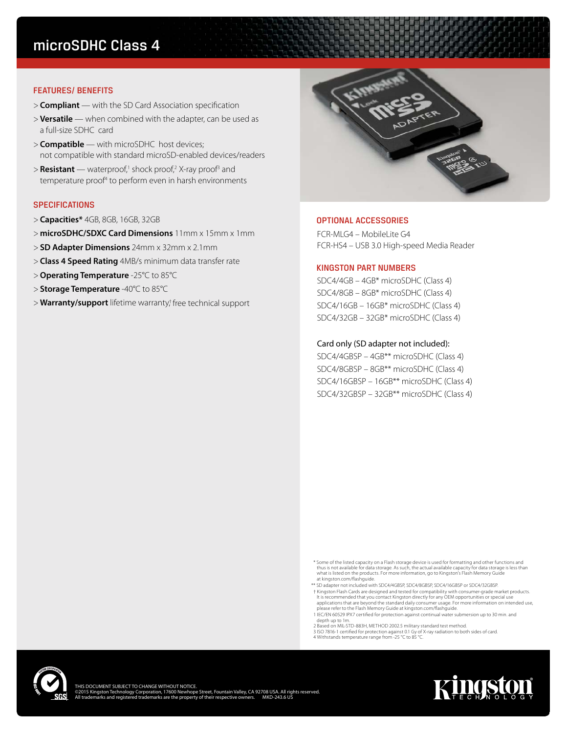# microSDHC Class 4

## FEATURES/ BENEFITS

- > **Compliant** — with the SD Card Association specification
- > **Versatile** — when combined with the adapter, can be used as a full-size SDHC card
- > **Compatible** — with microSDHC host devices; not compatible with standard microSD-enabled devices/readers
- > **Resistant** — waterproof,[1] shock proof,[2] X-ray proof[3] and temperature proof[4] to perform even in harsh environments

## SPECIFICATIONS

- > **Capacities*** 4GB, 8GB, 16GB, 32GB
- > **microSDHC/SDXC Card Dimensions** 11mm x 15mm x 1mm
- > **SD Adapter Dimensions** 24mm x 32mm x 2.1mm
- > **Class 4 Speed Rating** 4MB/s minimum data transfer rate
- > **Operating Temperature** -25°C to 85°C
- > **Storage Temperature** -40°C to 85°C
- > **Warranty/support** lifetime warranty,† free technical support

## OPTIONAL ACCESSORIES

FCR-MLG4 – MobileLite G4

FCR-HS4 – USB 3.0 High-speed Media Reader

## KINGSTON PART NUMBERS

SDC4/4GB – 4GB* microSDHC (Class 4)

SDC4/8GB – 8GB* microSDHC (Class 4)

SDC4/16GB – 16GB* microSDHC (Class 4)

SDC4/32GB – 32GB* microSDHC (Class 4)

Card only (SD adapter not included):

SDC4/4GBSP – 4GB** microSDHC (Class 4)

SDC4/8GBSP – 8GB** microSDHC (Class 4)

SDC4/16GBSP – 16GB** microSDHC (Class 4)

SDC4/32GBSP – 32GB** microSDHC (Class 4)

\* Some of the listed capacity on a Flash storage device is used for formatting and other functions and thus is not available for data storage. As such, the actual available capacity for data storage is less than what is listed on the products. For more information, go to Kingston's Flash Memory Guide at kingston.com/flashguide.

** SD adapter not included with SDC4/4GBSP, SDC4/8GBSP, SDC4/16GBSP or SDC4/32GBSP.

† Kingston Flash Cards are designed and tested for compatibility with consumer-grade market products. It is recommended that you contact Kingston directly for any OEM opportunities or special use applications that are beyond the standard daily consumer usage. For more information on intended use, please refer to the Flash Memory Guide at kingston.com/flashguide.

1 IEC/EN 60529 IPX7 certified for protection against continual water submersion up to 30 min. and depth up to 1m.

2 Based on MIL-STD-883H, METHOD 2002.5 military standard test method.

3 ISO 7816-1 certified for protection against 0.1 Gy of X-ray radiation to both sides of card.

4 Withstands temperature range from -25 °C to 85 °C.

THIS DOCUMENT SUBJECT TO CHANGE WITHOUT NOTICE.
©2015 Kingston Technology Corporation, 17600 Newhope Street, Fountain Valley, CA 92708 USA. All rights reserved.
All trademarks and registered trademarks are the property of their respective owners. MKD-243.6 US